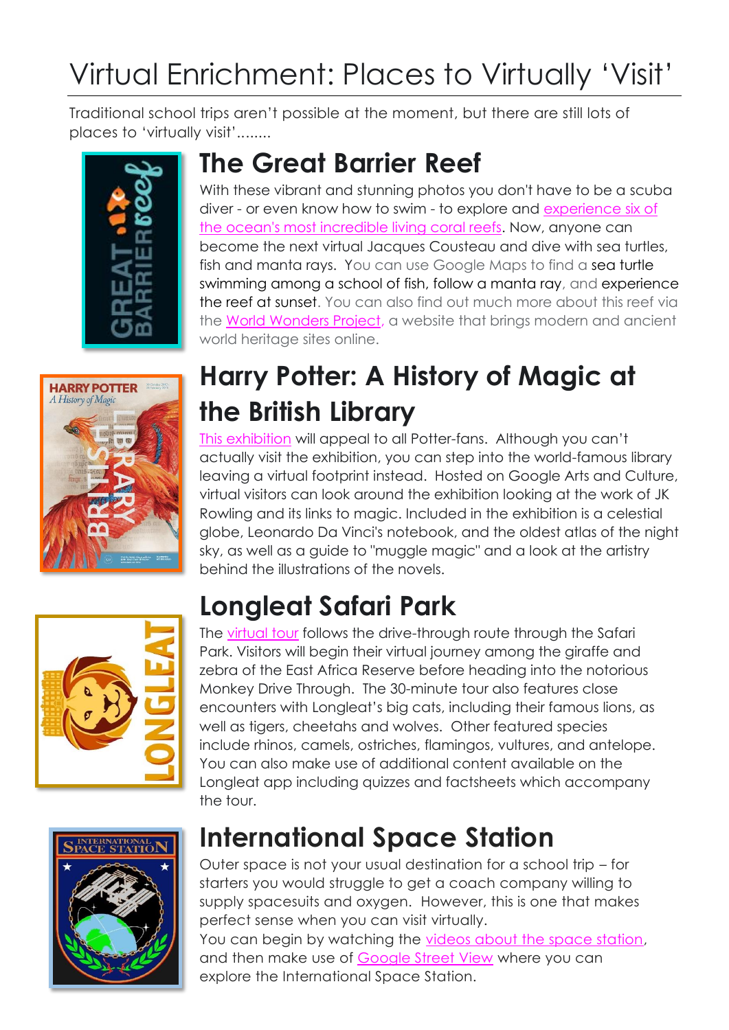# Virtual Enrichment: Places to Virtually 'Visit'

Traditional school trips aren't possible at the moment, but there are still lots of places to 'virtually visit'........

## The Great Barrier Reef

With these vibrant and stunning photos you don't have to be a scuba diver - or even know how to swim - to explore and experience six of the ocean's most incredible living coral reefs. Now, anyone can become the next virtual Jacques Cousteau and dive with sea turtles, fish and manta rays. You can use Google Maps to find a sea turtle swimming among a school of fish, follow a manta ray, and experience the reef at sunset. You can also find out much more about this reef via the World Wonders Project, a website that brings modern and ancient world heritage sites online.

## Harry Potter: A History of Magic at the British Library

This exhibition will appeal to all Potter-fans. Although you can't actually visit the exhibition, you can step into the world-famous library leaving a virtual footprint instead. Hosted on Google Arts and Culture, virtual visitors can look around the exhibition looking at the work of JK Rowling and its links to magic. Included in the exhibition is a celestial globe, Leonardo Da Vinci's notebook, and the oldest atlas of the night sky, as well as a guide to "muggle magic" and a look at the artistry behind the illustrations of the novels.

## Longleat Safari Park

The virtual tour follows the drive-through route through the Safari Park. Visitors will begin their virtual journey among the giraffe and zebra of the East Africa Reserve before heading into the notorious Monkey Drive Through. The 30-minute tour also features close encounters with Longleat's big cats, including their famous lions, as well as tigers, cheetahs and wolves. Other featured species include rhinos, camels, ostriches, flamingos, vultures, and antelope. You can also make use of additional content available on the Longleat app including quizzes and factsheets which accompany the tour.

## International Space Station

Outer space is not your usual destination for a school trip – for starters you would struggle to get a coach company willing to supply spacesuits and oxygen. However, this is one that makes perfect sense when you can visit virtually.

You can begin by watching the videos about the space station, and then make use of Google Street View where you can explore the International Space Station.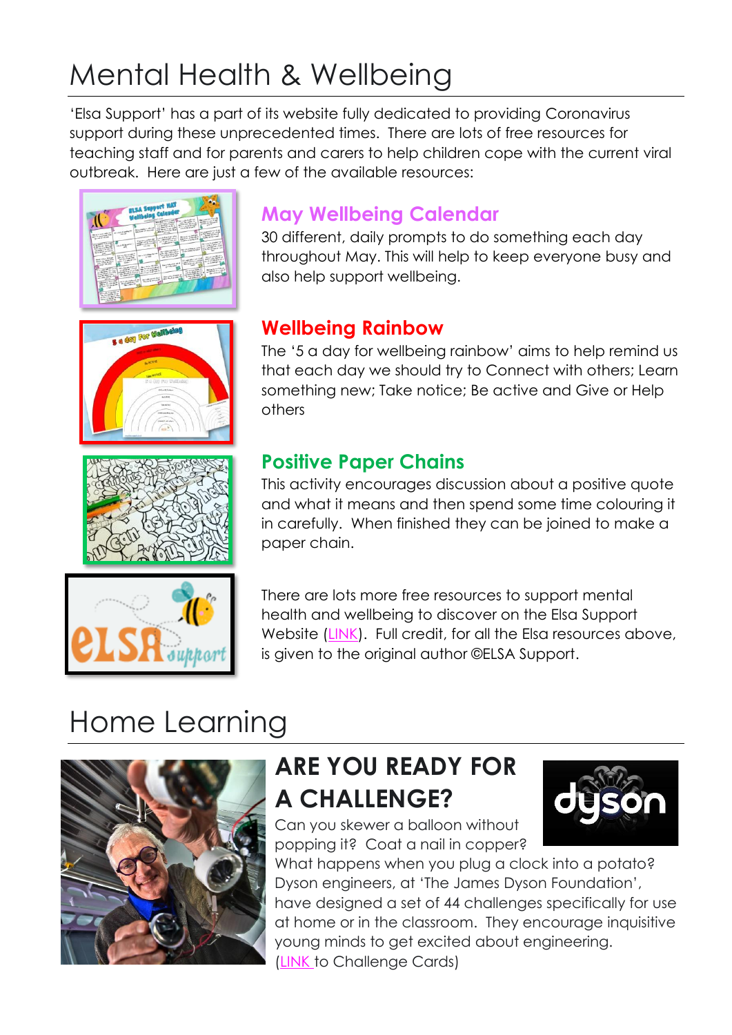# Mental Health & Wellbeing

'Elsa Support' has a part of its website fully dedicated to providing Coronavirus support during these unprecedented times. There are lots of free resources for teaching staff and for parents and carers to help children cope with the current viral outbreak. Here are just a few of the available resources:

## May Wellbeing Calendar

30 different, daily prompts to do something each day throughout May. This will help to keep everyone busy and also help support wellbeing.

## Wellbeing Rainbow

The '5 a day for wellbeing rainbow' aims to help remind us that each day we should try to Connect with others; Learn something new; Take notice; Be active and Give or Help others

## Positive Paper Chains

This activity encourages discussion about a positive quote and what it means and then spend some time colouring it in carefully. When finished they can be joined to make a paper chain.

There are lots more free resources to support mental health and wellbeing to discover on the Elsa Support Website (LINK). Full credit, for all the Elsa resources above, is given to the original author ©ELSA Support.

# Home Learning

## ARE YOU READY FOR A CHALLENGE?

Can you skewer a balloon without popping it? Coat a nail in copper? What happens when you plug a clock into a potato? Dyson engineers, at 'The James Dyson Foundation', have designed a set of 44 challenges specifically for use at home or in the classroom. They encourage inquisitive young minds to get excited about engineering. (LINK to Challenge Cards)